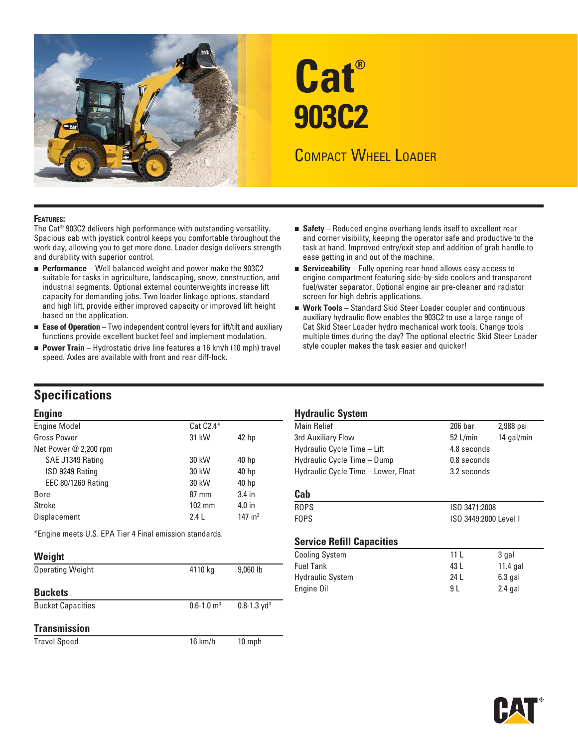# Cat®

# 903C2

## Compact Wheel Loader

### Features:

The Cat® 903C2 delivers high performance with outstanding versatility. Spacious cab with joystick control keeps you comfortable throughout the work day, allowing you to get more done. Loader design delivers strength and durability with superior control.

- **Performance** – Well balanced weight and power make the 903C2 suitable for tasks in agriculture, landscaping, snow, construction, and industrial segments. Optional external counterweights increase lift capacity for demanding jobs. Two loader linkage options, standard and high lift, provide either improved capacity or improved lift height based on the application.
- **Ease of Operation** – Two independent control levers for lift/tilt and auxiliary functions provide excellent bucket feel and implement modulation.
- **Power Train** – Hydrostatic drive line features a 16 km/h (10 mph) travel speed. Axles are available with front and rear diff-lock.
- **Safety** – Reduced engine overhang lends itself to excellent rear and corner visibility, keeping the operator safe and productive to the task at hand. Improved entry/exit step and addition of grab handle to ease getting in and out of the machine.
- **Serviceability** – Fully opening rear hood allows easy access to engine compartment featuring side-by-side coolers and transparent fuel/water separator. Optional engine air pre-cleaner and radiator screen for high debris applications.
- **Work Tools** – Standard Skid Steer Loader coupler and continuous auxiliary hydraulic flow enables the 903C2 to use a large range of Cat Skid Steer Loader hydro mechanical work tools. Change tools multiple times during the day? The optional electric Skid Steer Loader style coupler makes the task easier and quicker!

## Specifications

### Engine

| | | |
|---|---|---|
| Engine Model | Cat C2.4* | |
| Gross Power | 31 kW | 42 hp |
| Net Power @ 2,200 rpm | | |
| SAE J1349 Rating | 30 kW | 40 hp |
| ISO 9249 Rating | 30 kW | 40 hp |
| EEC 80/1269 Rating | 30 kW | 40 hp |
| Bore | 87 mm | 3.4 in |
| Stroke | 102 mm | 4.0 in |
| Displacement | 2.4 L | 147 in² |

*Engine meets U.S. EPA Tier 4 Final emission standards.

### Weight

| | | |
|---|---|---|
| Operating Weight | 4110 kg | 9,060 lb |

### Buckets

| | | |
|---|---|---|
| Bucket Capacities | 0.6-1.0 m³ | 0.8-1.3 yd³ |

### Transmission

| | | |
|---|---|---|
| Travel Speed | 16 km/h | 10 mph |

### Hydraulic System

| | | |
|---|---|---|
| Main Relief | 206 bar | 2,988 psi |
| 3rd Auxiliary Flow | 52 L/min | 14 gal/min |
| Hydraulic Cycle Time – Lift | 4.8 seconds | |
| Hydraulic Cycle Time – Dump | 0.8 seconds | |
| Hydraulic Cycle Time – Lower, Float | 3.2 seconds | |

### Cab

| | |
|---|---|
| ROPS | ISO 3471:2008 |
| FOPS | ISO 3449:2000 Level I |

### Service Refill Capacities

| | | |
|---|---|---|
| Cooling System | 11 L | 3 gal |
| Fuel Tank | 43 L | 11.4 gal |
| Hydraulic System | 24 L | 6.3 gal |
| Engine Oil | 9 L | 2.4 gal |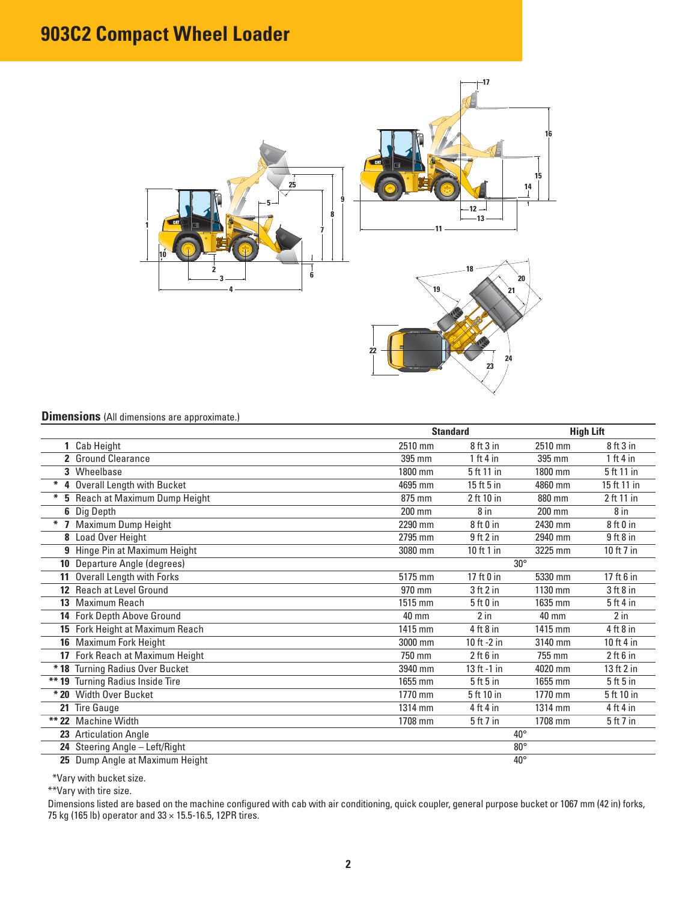# 903C2 Compact Wheel Loader

## Dimensions (All dimensions are approximate.)

| | Standard | | High Lift | |
|---|---|---|---|---|
| 1 Cab Height | 2510 mm | 8 ft 3 in | 2510 mm | 8 ft 3 in |
| 2 Ground Clearance | 395 mm | 1 ft 4 in | 395 mm | 1 ft 4 in |
| 3 Wheelbase | 1800 mm | 5 ft 11 in | 1800 mm | 5 ft 11 in |
| * 4 Overall Length with Bucket | 4695 mm | 15 ft 5 in | 4860 mm | 15 ft 11 in |
| * 5 Reach at Maximum Dump Height | 875 mm | 2 ft 10 in | 880 mm | 2 ft 11 in |
| 6 Dig Depth | 200 mm | 8 in | 200 mm | 8 in |
| * 7 Maximum Dump Height | 2290 mm | 8 ft 0 in | 2430 mm | 8 ft 0 in |
| 8 Load Over Height | 2795 mm | 9 ft 2 in | 2940 mm | 9 ft 8 in |
| 9 Hinge Pin at Maximum Height | 3080 mm | 10 ft 1 in | 3225 mm | 10 ft 7 in |
| 10 Departure Angle (degrees) | 30° | | | |
| 11 Overall Length with Forks | 5175 mm | 17 ft 0 in | 5330 mm | 17 ft 6 in |
| 12 Reach at Level Ground | 970 mm | 3 ft 2 in | 1130 mm | 3 ft 8 in |
| 13 Maximum Reach | 1515 mm | 5 ft 0 in | 1635 mm | 5 ft 4 in |
| 14 Fork Depth Above Ground | 40 mm | 2 in | 40 mm | 2 in |
| 15 Fork Height at Maximum Reach | 1415 mm | 4 ft 8 in | 1415 mm | 4 ft 8 in |
| 16 Maximum Fork Height | 3000 mm | 10 ft -2 in | 3140 mm | 10 ft 4 in |
| 17 Fork Reach at Maximum Height | 750 mm | 2 ft 6 in | 755 mm | 2 ft 6 in |
| * 18 Turning Radius Over Bucket | 3940 mm | 13 ft -1 in | 4020 mm | 13 ft 2 in |
| ** 19 Turning Radius Inside Tire | 1655 mm | 5 ft 5 in | 1655 mm | 5 ft 5 in |
| * 20 Width Over Bucket | 1770 mm | 5 ft 10 in | 1770 mm | 5 ft 10 in |
| 21 Tire Gauge | 1314 mm | 4 ft 4 in | 1314 mm | 4 ft 4 in |
| ** 22 Machine Width | 1708 mm | 5 ft 7 in | 1708 mm | 5 ft 7 in |
| 23 Articulation Angle | 40° | | | |
| 24 Steering Angle – Left/Right | 80° | | | |
| 25 Dump Angle at Maximum Height | 40° | | | |

*Vary with bucket size.

**Vary with tire size.

Dimensions listed are based on the machine configured with cab with air conditioning, quick coupler, general purpose bucket or 1067 mm (42 in) forks, 75 kg (165 lb) operator and 33 × 15.5-16.5, 12PR tires.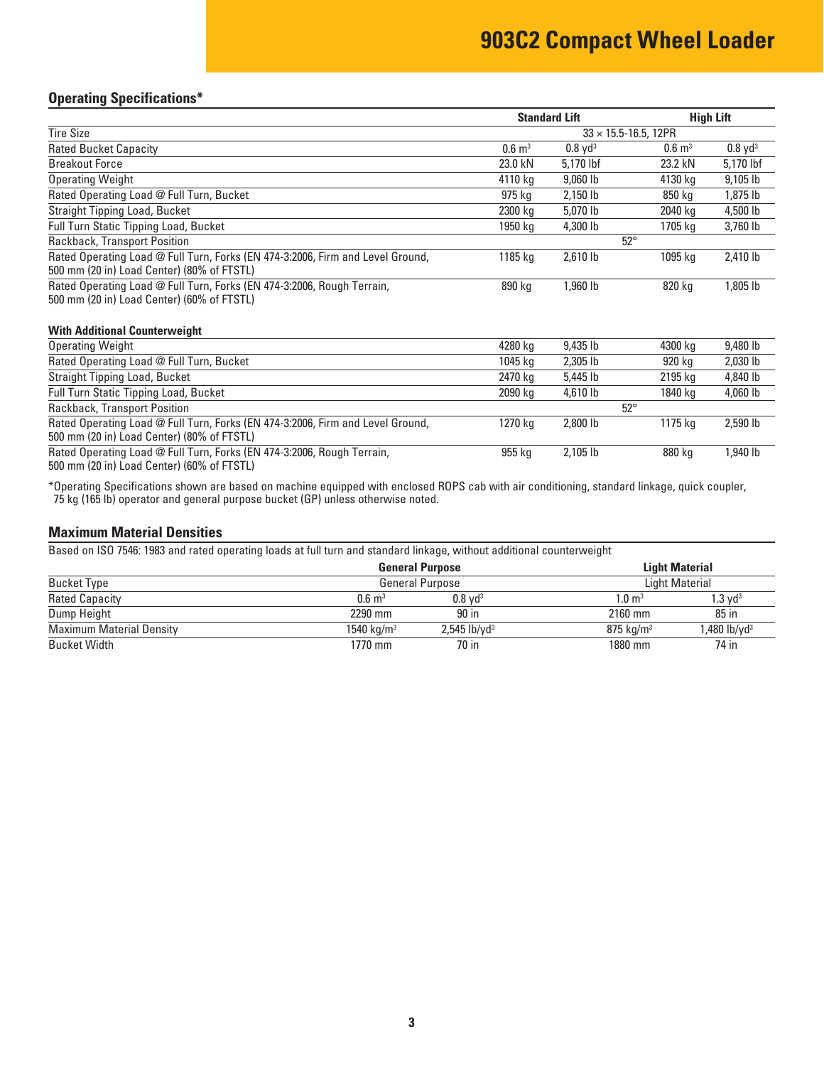# 903C2 Compact Wheel Loader

## Operating Specifications*

| | Standard Lift | | High Lift | |
|---|---|---|---|---|
| Tire Size | 33 × 15.5-16.5, 12PR | | | |
| Rated Bucket Capacity | 0.6 $m^3$ | 0.8 $yd^3$ | 0.6 $m^3$ | 0.8 $yd^3$ |
| Breakout Force | 23.0 kN | 5,170 lbf | 23.2 kN | 5,170 lbf |
| Operating Weight | 4110 kg | 9,060 lb | 4130 kg | 9,105 lb |
| Rated Operating Load @ Full Turn, Bucket | 975 kg | 2,150 lb | 850 kg | 1,875 lb |
| Straight Tipping Load, Bucket | 2300 kg | 5,070 lb | 2040 kg | 4,500 lb |
| Full Turn Static Tipping Load, Bucket | 1950 kg | 4,300 lb | 1705 kg | 3,760 lb |
| Rackback, Transport Position | 52° | | | |
| Rated Operating Load @ Full Turn, Forks (EN 474-3:2006, Firm and Level Ground, 500 mm (20 in) Load Center) (80% of FTSTL) | 1185 kg | 2,610 lb | 1095 kg | 2,410 lb |
| Rated Operating Load @ Full Turn, Forks (EN 474-3:2006, Rough Terrain, 500 mm (20 in) Load Center) (60% of FTSTL) | 890 kg | 1,960 lb | 820 kg | 1,805 lb |

### With Additional Counterweight

| | Standard Lift | | High Lift | |
|---|---|---|---|---|
| Operating Weight | 4280 kg | 9,435 lb | 4300 kg | 9,480 lb |
| Rated Operating Load @ Full Turn, Bucket | 1045 kg | 2,305 lb | 920 kg | 2,030 lb |
| Straight Tipping Load, Bucket | 2470 kg | 5,445 lb | 2195 kg | 4,840 lb |
| Full Turn Static Tipping Load, Bucket | 2090 kg | 4,610 lb | 1840 kg | 4,060 lb |
| Rackback, Transport Position | 52° | | | |
| Rated Operating Load @ Full Turn, Forks (EN 474-3:2006, Firm and Level Ground, 500 mm (20 in) Load Center) (80% of FTSTL) | 1270 kg | 2,800 lb | 1175 kg | 2,590 lb |
| Rated Operating Load @ Full Turn, Forks (EN 474-3:2006, Rough Terrain, 500 mm (20 in) Load Center) (60% of FTSTL) | 955 kg | 2,105 lb | 880 kg | 1,940 lb |

*Operating Specifications shown are based on machine equipped with enclosed ROPS cab with air conditioning, standard linkage, quick coupler, 75 kg (165 lb) operator and general purpose bucket (GP) unless otherwise noted.

## Maximum Material Densities

Based on ISO 7546: 1983 and rated operating loads at full turn and standard linkage, without additional counterweight

| | General Purpose | | Light Material | |
|---|---|---|---|---|
| Bucket Type | General Purpose | | Light Material | |
| Rated Capacity | 0.6 $m^3$ | 0.8 $yd^3$ | 1.0 $m^3$ | 1.3 $yd^3$ |
| Dump Height | 2290 mm | 90 in | 2160 mm | 85 in |
| Maximum Material Density | 1540 kg/$m^3$ | 2,545 lb/$yd^3$ | 875 kg/$m^3$ | 1,480 lb/$yd^3$ |
| Bucket Width | 1770 mm | 70 in | 1880 mm | 74 in |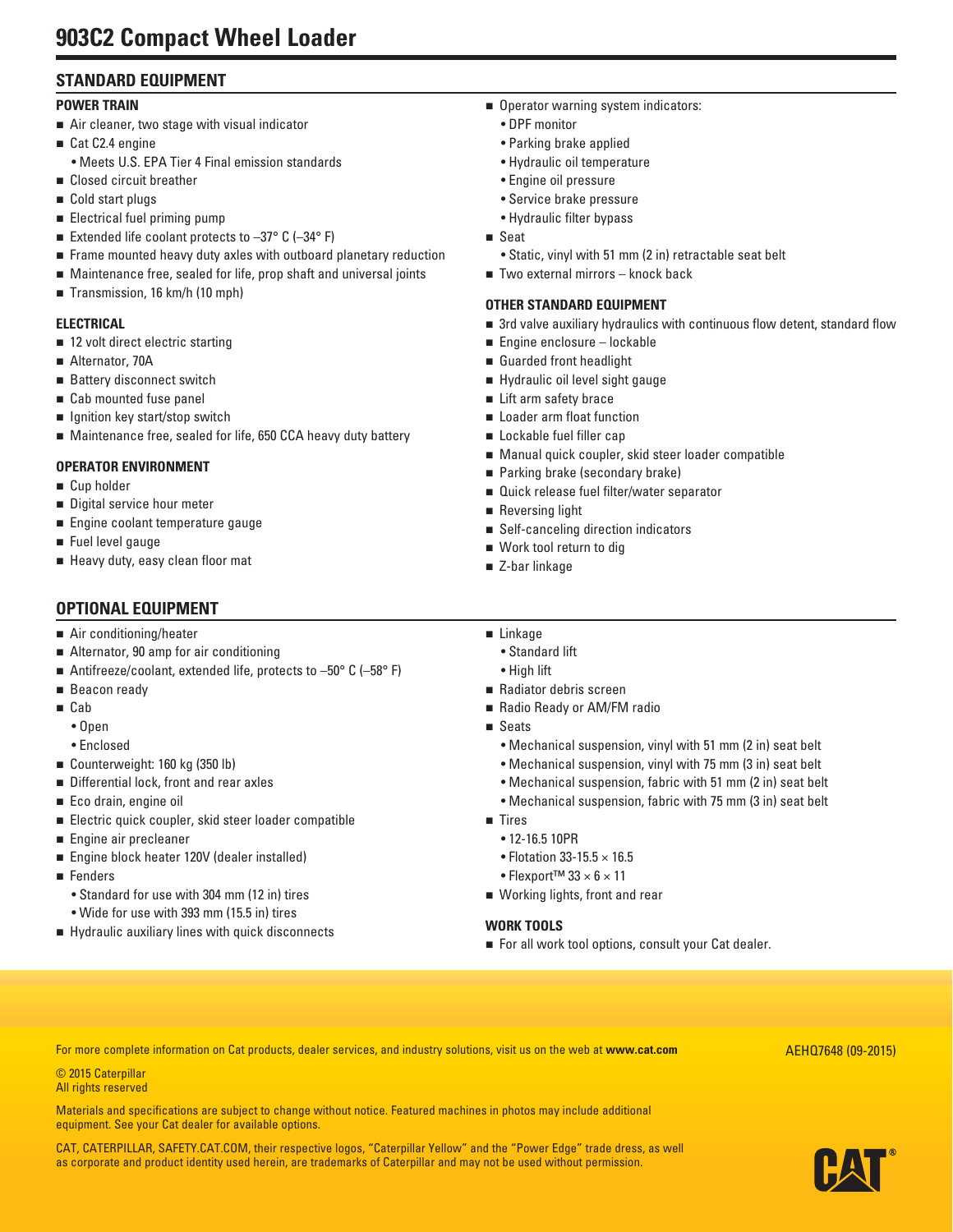# 903C2 Compact Wheel Loader

## STANDARD EQUIPMENT

### POWER TRAIN

- Air cleaner, two stage with visual indicator
- Cat C2.4 engine
  - Meets U.S. EPA Tier 4 Final emission standards
- Closed circuit breather
- Cold start plugs
- Electrical fuel priming pump
- Extended life coolant protects to –37° C (–34° F)
- Frame mounted heavy duty axles with outboard planetary reduction
- Maintenance free, sealed for life, prop shaft and universal joints
- Transmission, 16 km/h (10 mph)

### ELECTRICAL

- 12 volt direct electric starting
- Alternator, 70A
- Battery disconnect switch
- Cab mounted fuse panel
- Ignition key start/stop switch
- Maintenance free, sealed for life, 650 CCA heavy duty battery

### OPERATOR ENVIRONMENT

- Cup holder
- Digital service hour meter
- Engine coolant temperature gauge
- Fuel level gauge
- Heavy duty, easy clean floor mat
- Operator warning system indicators:
  - DPF monitor
  - Parking brake applied
  - Hydraulic oil temperature
  - Engine oil pressure
  - Service brake pressure
  - Hydraulic filter bypass
- Seat
  - Static, vinyl with 51 mm (2 in) retractable seat belt
- Two external mirrors – knock back

### OTHER STANDARD EQUIPMENT

- 3rd valve auxiliary hydraulics with continuous flow detent, standard flow
- Engine enclosure – lockable
- Guarded front headlight
- Hydraulic oil level sight gauge
- Lift arm safety brace
- Loader arm float function
- Lockable fuel filler cap
- Manual quick coupler, skid steer loader compatible
- Parking brake (secondary brake)
- Quick release fuel filter/water separator
- Reversing light
- Self-canceling direction indicators
- Work tool return to dig
- Z-bar linkage

## OPTIONAL EQUIPMENT

- Air conditioning/heater
- Alternator, 90 amp for air conditioning
- Antifreeze/coolant, extended life, protects to –50° C (–58° F)
- Beacon ready
- Cab
  - Open
  - Enclosed
- Counterweight: 160 kg (350 lb)
- Differential lock, front and rear axles
- Eco drain, engine oil
- Electric quick coupler, skid steer loader compatible
- Engine air precleaner
- Engine block heater 120V (dealer installed)
- Fenders
  - Standard for use with 304 mm (12 in) tires
  - Wide for use with 393 mm (15.5 in) tires
- Hydraulic auxiliary lines with quick disconnects
- Linkage
  - Standard lift
  - High lift
- Radiator debris screen
- Radio Ready or AM/FM radio
- Seats
  - Mechanical suspension, vinyl with 51 mm (2 in) seat belt
  - Mechanical suspension, vinyl with 75 mm (3 in) seat belt
  - Mechanical suspension, fabric with 51 mm (2 in) seat belt
  - Mechanical suspension, fabric with 75 mm (3 in) seat belt
- Tires
  - 12-16.5 10PR
  - Flotation 33-15.5 × 16.5
  - Flexport™ 33 × 6 × 11
- Working lights, front and rear

### WORK TOOLS

- For all work tool options, consult your Cat dealer.

For more complete information on Cat products, dealer services, and industry solutions, visit us on the web at **www.cat.com**

AEHQ7648 (09-2015)

© 2015 Caterpillar
All rights reserved

Materials and specifications are subject to change without notice. Featured machines in photos may include additional equipment. See your Cat dealer for available options.

CAT, CATERPILLAR, SAFETY.CAT.COM, their respective logos, "Caterpillar Yellow" and the "Power Edge" trade dress, as well as corporate and product identity used herein, are trademarks of Caterpillar and may not be used without permission.